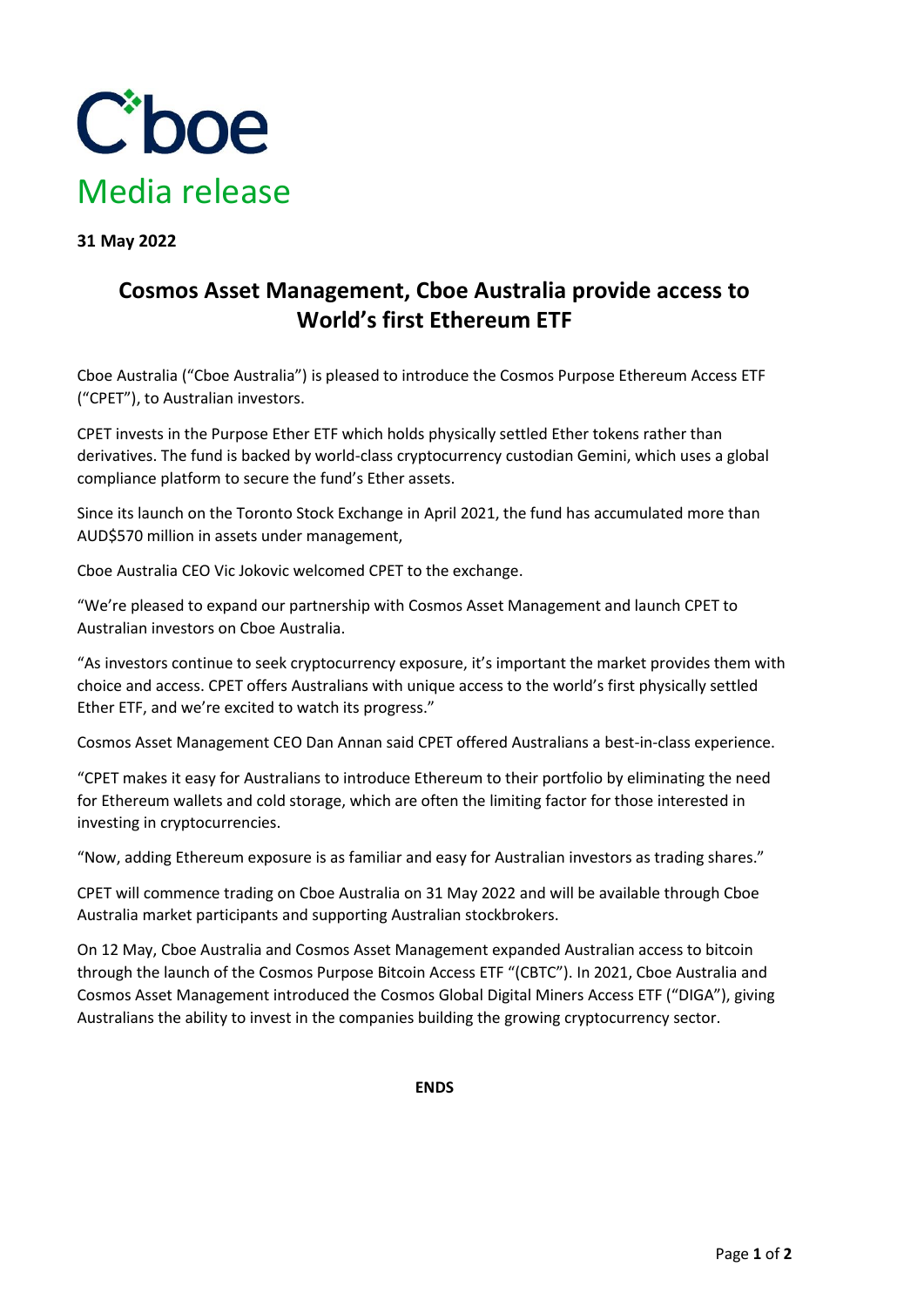Cboe

# Media release

**31 May 2022**

## Cosmos Asset Management, Cboe Australia provide access to World's first Ethereum ETF

Cboe Australia ("Cboe Australia") is pleased to introduce the Cosmos Purpose Ethereum Access ETF ("CPET"), to Australian investors.

CPET invests in the Purpose Ether ETF which holds physically settled Ether tokens rather than derivatives. The fund is backed by world-class cryptocurrency custodian Gemini, which uses a global compliance platform to secure the fund's Ether assets.

Since its launch on the Toronto Stock Exchange in April 2021, the fund has accumulated more than AUD$570 million in assets under management,

Cboe Australia CEO Vic Jokovic welcomed CPET to the exchange.

"We're pleased to expand our partnership with Cosmos Asset Management and launch CPET to Australian investors on Cboe Australia.

"As investors continue to seek cryptocurrency exposure, it's important the market provides them with choice and access. CPET offers Australians with unique access to the world's first physically settled Ether ETF, and we're excited to watch its progress."

Cosmos Asset Management CEO Dan Annan said CPET offered Australians a best-in-class experience.

"CPET makes it easy for Australians to introduce Ethereum to their portfolio by eliminating the need for Ethereum wallets and cold storage, which are often the limiting factor for those interested in investing in cryptocurrencies.

"Now, adding Ethereum exposure is as familiar and easy for Australian investors as trading shares."

CPET will commence trading on Cboe Australia on 31 May 2022 and will be available through Cboe Australia market participants and supporting Australian stockbrokers.

On 12 May, Cboe Australia and Cosmos Asset Management expanded Australian access to bitcoin through the launch of the Cosmos Purpose Bitcoin Access ETF "(CBTC"). In 2021, Cboe Australia and Cosmos Asset Management introduced the Cosmos Global Digital Miners Access ETF ("DIGA"), giving Australians the ability to invest in the companies building the growing cryptocurrency sector.

**ENDS**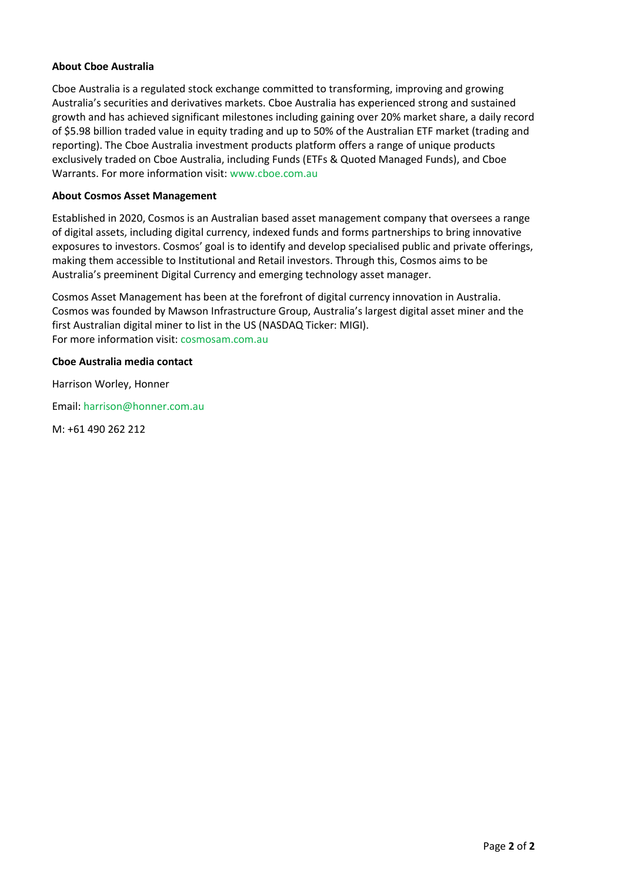**About Cboe Australia**

Cboe Australia is a regulated stock exchange committed to transforming, improving and growing Australia's securities and derivatives markets. Cboe Australia has experienced strong and sustained growth and has achieved significant milestones including gaining over 20% market share, a daily record of $5.98 billion traded value in equity trading and up to 50% of the Australian ETF market (trading and reporting). The Cboe Australia investment products platform offers a range of unique products exclusively traded on Cboe Australia, including Funds (ETFs & Quoted Managed Funds), and Cboe Warrants. For more information visit: www.cboe.com.au

**About Cosmos Asset Management**

Established in 2020, Cosmos is an Australian based asset management company that oversees a range of digital assets, including digital currency, indexed funds and forms partnerships to bring innovative exposures to investors. Cosmos' goal is to identify and develop specialised public and private offerings, making them accessible to Institutional and Retail investors. Through this, Cosmos aims to be Australia's preeminent Digital Currency and emerging technology asset manager.

Cosmos Asset Management has been at the forefront of digital currency innovation in Australia. Cosmos was founded by Mawson Infrastructure Group, Australia's largest digital asset miner and the first Australian digital miner to list in the US (NASDAQ Ticker: MIGI).
For more information visit: cosmosam.com.au

**Cboe Australia media contact**

Harrison Worley, Honner

Email: harrison@honner.com.au

M: +61 490 262 212